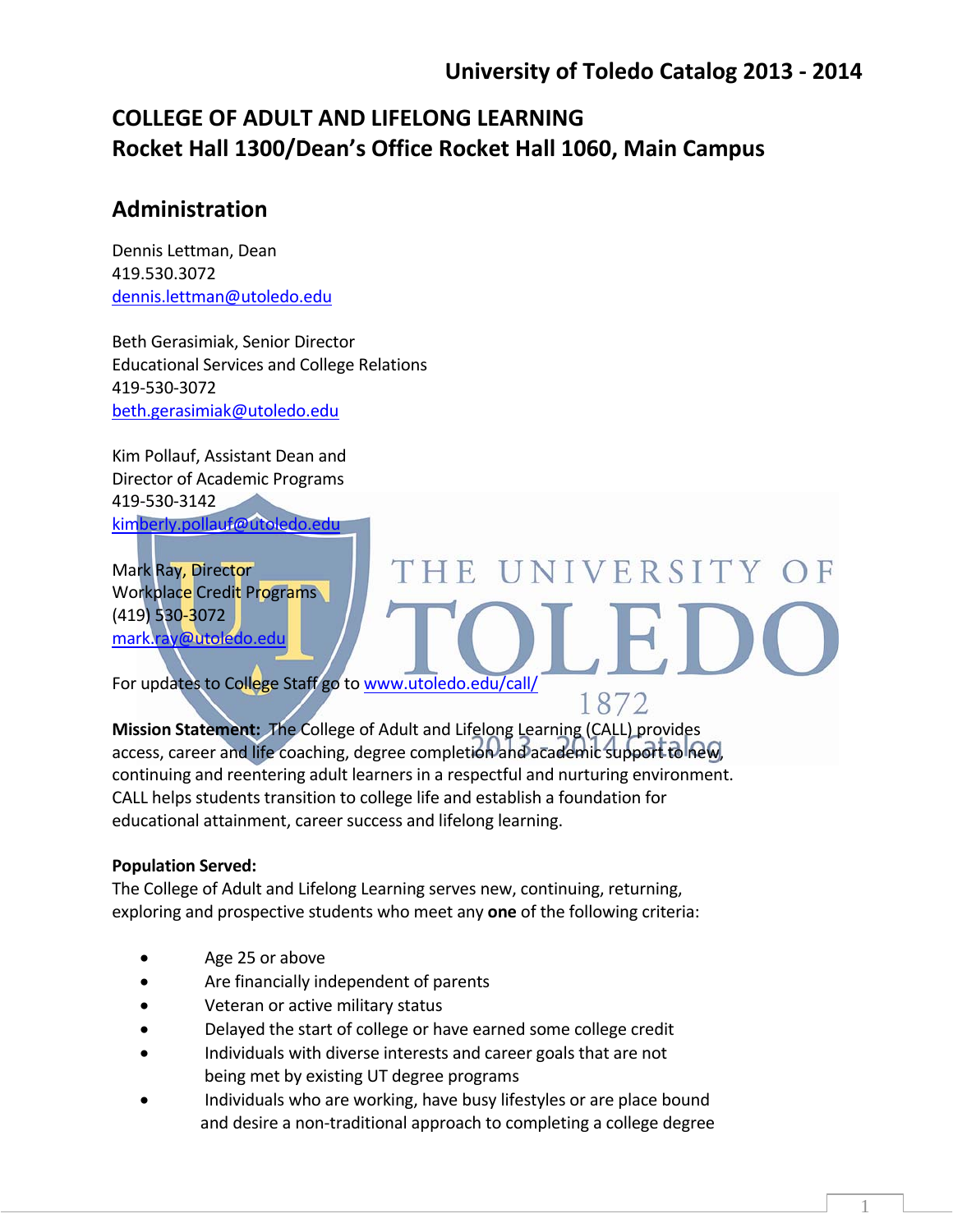# COLLEGE OF ADULT AND LIFELONG LEARNING
## Rocket Hall 1300/Dean's Office Rocket Hall 1060, Main Campus

## Administration

Dennis Lettman, Dean
419.530.3072
dennis.lettman@utoledo.edu

Beth Gerasimiak, Senior Director
Educational Services and College Relations
419-530-3072
beth.gerasimiak@utoledo.edu

Kim Pollauf, Assistant Dean and
Director of Academic Programs
419-530-3142
kimberly.pollauf@utoledo.edu

Mark Ray, Director
Workplace Credit Programs
(419) 530-3072
mark.ray@utoledo.edu

For updates to College Staff go to www.utoledo.edu/call/

**Mission Statement:** The College of Adult and Lifelong Learning (CALL) provides access, career and life coaching, degree completion and academic support to new, continuing and reentering adult learners in a respectful and nurturing environment. CALL helps students transition to college life and establish a foundation for educational attainment, career success and lifelong learning.

**Population Served:**
The College of Adult and Lifelong Learning serves new, continuing, returning, exploring and prospective students who meet any **one** of the following criteria:

- Age 25 or above
- Are financially independent of parents
- Veteran or active military status
- Delayed the start of college or have earned some college credit
- Individuals with diverse interests and career goals that are not being met by existing UT degree programs
- Individuals who are working, have busy lifestyles or are place bound and desire a non-traditional approach to completing a college degree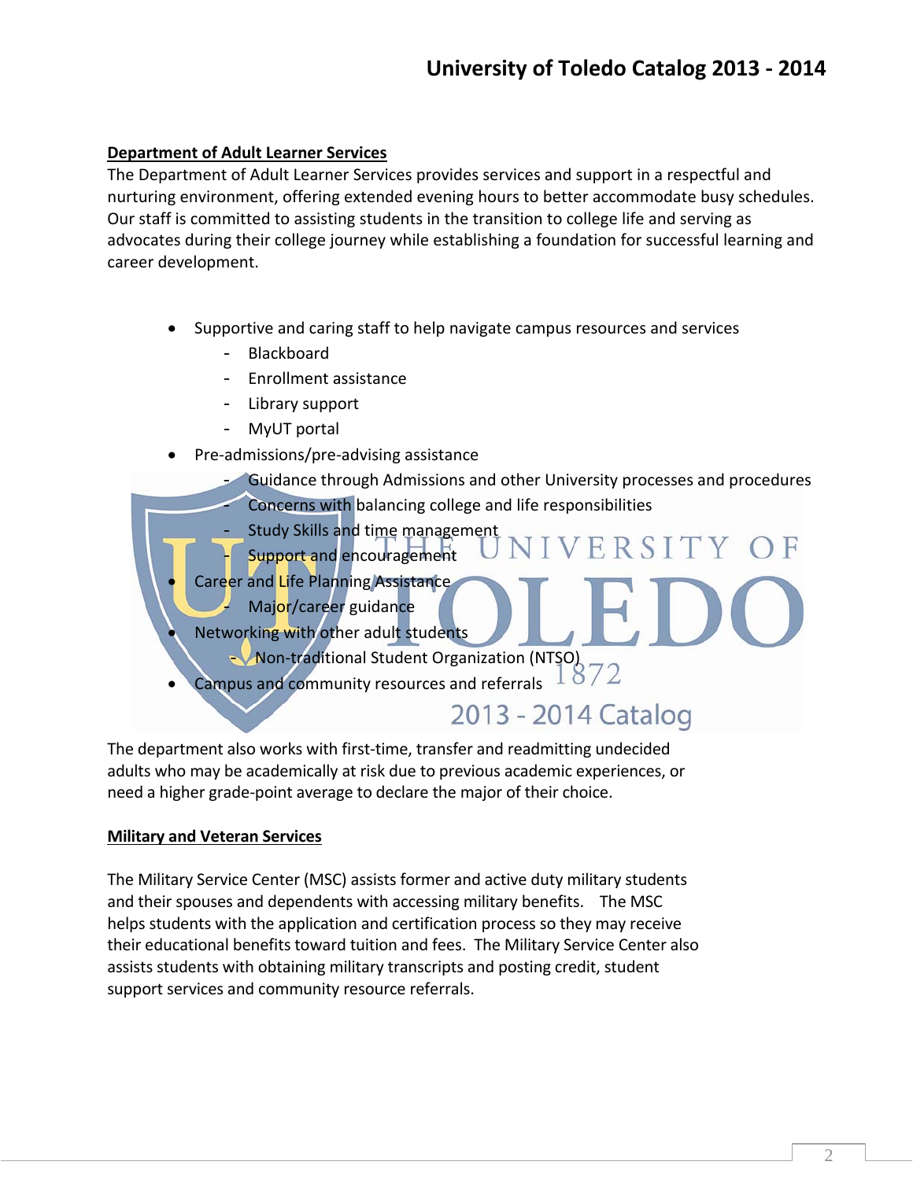## Department of Adult Learner Services

The Department of Adult Learner Services provides services and support in a respectful and nurturing environment, offering extended evening hours to better accommodate busy schedules. Our staff is committed to assisting students in the transition to college life and serving as advocates during their college journey while establishing a foundation for successful learning and career development.

- Supportive and caring staff to help navigate campus resources and services
  - Blackboard
  - Enrollment assistance
  - Library support
  - MyUT portal
- Pre-admissions/pre-advising assistance
  - Guidance through Admissions and other University processes and procedures
  - Concerns with balancing college and life responsibilities
  - Study Skills and time management
  - Support and encouragement
- Career and Life Planning Assistance
  - Major/career guidance
- Networking with other adult students
  - Non-traditional Student Organization (NTSO)
- Campus and community resources and referrals

The department also works with first-time, transfer and readmitting undecided adults who may be academically at risk due to previous academic experiences, or need a higher grade-point average to declare the major of their choice.

## Military and Veteran Services

The Military Service Center (MSC) assists former and active duty military students and their spouses and dependents with accessing military benefits. The MSC helps students with the application and certification process so they may receive their educational benefits toward tuition and fees. The Military Service Center also assists students with obtaining military transcripts and posting credit, student support services and community resource referrals.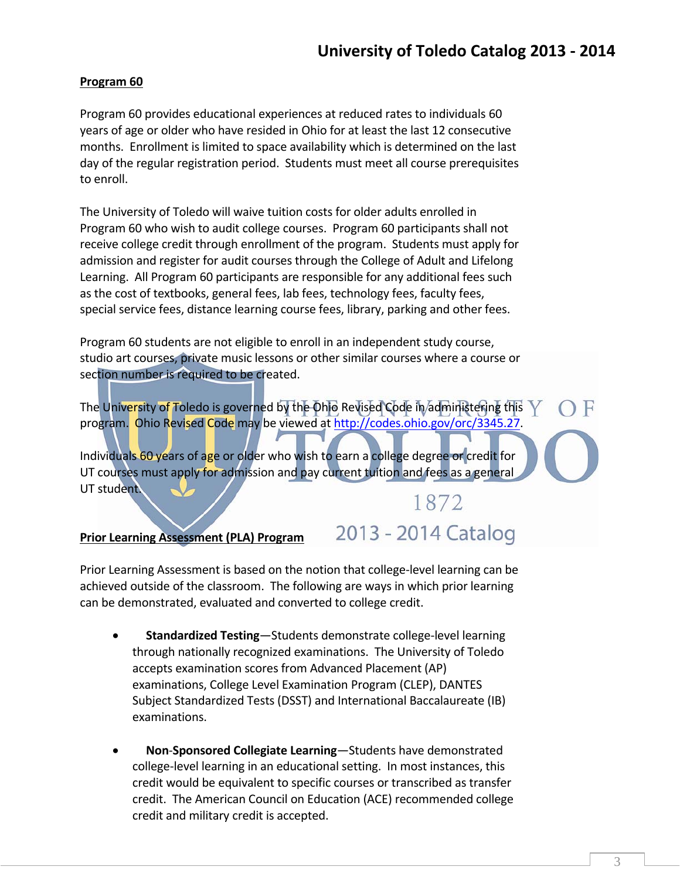## Program 60

Program 60 provides educational experiences at reduced rates to individuals 60 years of age or older who have resided in Ohio for at least the last 12 consecutive months. Enrollment is limited to space availability which is determined on the last day of the regular registration period. Students must meet all course prerequisites to enroll.

The University of Toledo will waive tuition costs for older adults enrolled in Program 60 who wish to audit college courses. Program 60 participants shall not receive college credit through enrollment of the program. Students must apply for admission and register for audit courses through the College of Adult and Lifelong Learning. All Program 60 participants are responsible for any additional fees such as the cost of textbooks, general fees, lab fees, technology fees, faculty fees, special service fees, distance learning course fees, library, parking and other fees.

Program 60 students are not eligible to enroll in an independent study course, studio art courses, private music lessons or other similar courses where a course or section number is required to be created.

The University of Toledo is governed by the Ohio Revised Code in administering this program. Ohio Revised Code may be viewed at http://codes.ohio.gov/orc/3345.27.

Individuals 60 years of age or older who wish to earn a college degree or credit for UT courses must apply for admission and pay current tuition and fees as a general UT student.

## Prior Learning Assessment (PLA) Program

Prior Learning Assessment is based on the notion that college-level learning can be achieved outside of the classroom. The following are ways in which prior learning can be demonstrated, evaluated and converted to college credit.

- **Standardized Testing**—Students demonstrate college-level learning through nationally recognized examinations. The University of Toledo accepts examination scores from Advanced Placement (AP) examinations, College Level Examination Program (CLEP), DANTES Subject Standardized Tests (DSST) and International Baccalaureate (IB) examinations.

- **Non-Sponsored Collegiate Learning**—Students have demonstrated college-level learning in an educational setting. In most instances, this credit would be equivalent to specific courses or transcribed as transfer credit. The American Council on Education (ACE) recommended college credit and military credit is accepted.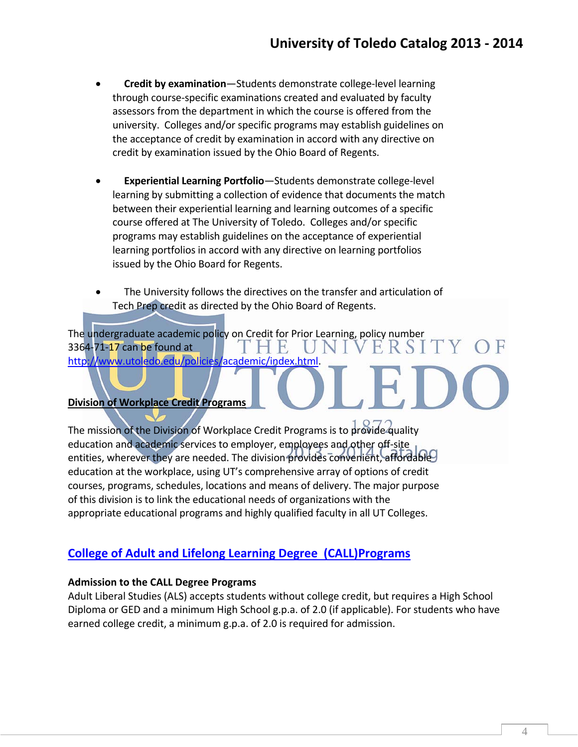- **Credit by examination**—Students demonstrate college-level learning through course-specific examinations created and evaluated by faculty assessors from the department in which the course is offered from the university. Colleges and/or specific programs may establish guidelines on the acceptance of credit by examination in accord with any directive on credit by examination issued by the Ohio Board of Regents.

- **Experiential Learning Portfolio**—Students demonstrate college-level learning by submitting a collection of evidence that documents the match between their experiential learning and learning outcomes of a specific course offered at The University of Toledo. Colleges and/or specific programs may establish guidelines on the acceptance of experiential learning portfolios in accord with any directive on learning portfolios issued by the Ohio Board for Regents.

- The University follows the directives on the transfer and articulation of Tech Prep credit as directed by the Ohio Board of Regents.

The undergraduate academic policy on Credit for Prior Learning, policy number 3364-71-17 can be found at http://www.utoledo.edu/policies/academic/index.html.

**Division of Workplace Credit Programs**

The mission of the Division of Workplace Credit Programs is to provide quality education and academic services to employer, employees and other off-site entities, wherever they are needed. The division provides convenient, affordable education at the workplace, using UT's comprehensive array of options of credit courses, programs, schedules, locations and means of delivery. The major purpose of this division is to link the educational needs of organizations with the appropriate educational programs and highly qualified faculty in all UT Colleges.

## College of Adult and Lifelong Learning Degree (CALL)Programs

**Admission to the CALL Degree Programs**

Adult Liberal Studies (ALS) accepts students without college credit, but requires a High School Diploma or GED and a minimum High School g.p.a. of 2.0 (if applicable). For students who have earned college credit, a minimum g.p.a. of 2.0 is required for admission.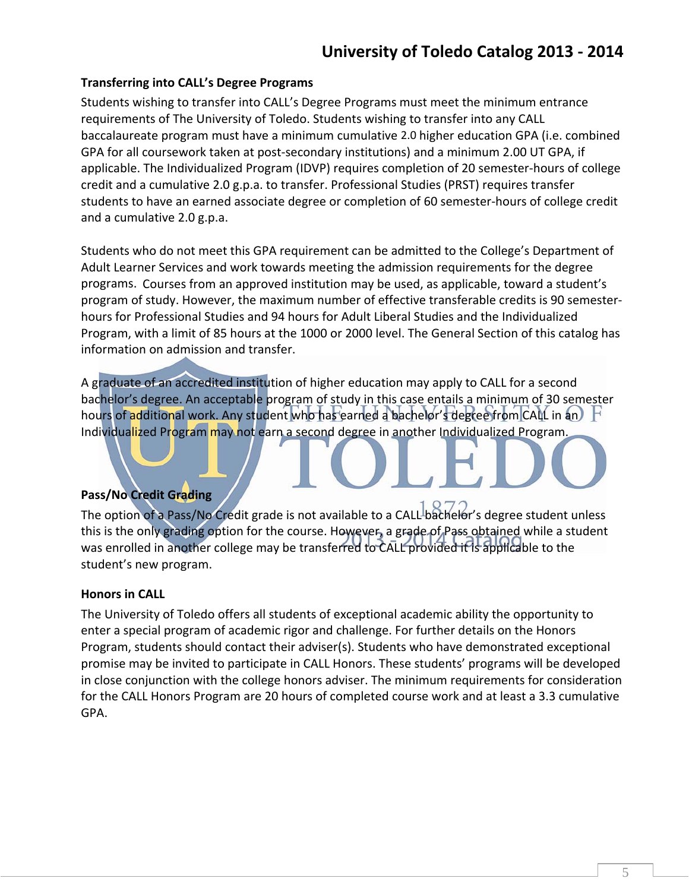**Transferring into CALL's Degree Programs**

Students wishing to transfer into CALL's Degree Programs must meet the minimum entrance requirements of The University of Toledo. Students wishing to transfer into any CALL baccalaureate program must have a minimum cumulative 2.0 higher education GPA (i.e. combined GPA for all coursework taken at post-secondary institutions) and a minimum 2.00 UT GPA, if applicable. The Individualized Program (IDVP) requires completion of 20 semester-hours of college credit and a cumulative 2.0 g.p.a. to transfer. Professional Studies (PRST) requires transfer students to have an earned associate degree or completion of 60 semester-hours of college credit and a cumulative 2.0 g.p.a.

Students who do not meet this GPA requirement can be admitted to the College's Department of Adult Learner Services and work towards meeting the admission requirements for the degree programs. Courses from an approved institution may be used, as applicable, toward a student's program of study. However, the maximum number of effective transferable credits is 90 semester-hours for Professional Studies and 94 hours for Adult Liberal Studies and the Individualized Program, with a limit of 85 hours at the 1000 or 2000 level. The General Section of this catalog has information on admission and transfer.

A graduate of an accredited institution of higher education may apply to CALL for a second bachelor's degree. An acceptable program of study in this case entails a minimum of 30 semester hours of additional work. Any student who has earned a bachelor's degree from CALL in an Individualized Program may not earn a second degree in another Individualized Program.

**Pass/No Credit Grading**

The option of a Pass/No Credit grade is not available to a CALL bachelor's degree student unless this is the only grading option for the course. However, a grade of Pass obtained while a student was enrolled in another college may be transferred to CALL provided it is applicable to the student's new program.

**Honors in CALL**

The University of Toledo offers all students of exceptional academic ability the opportunity to enter a special program of academic rigor and challenge. For further details on the Honors Program, students should contact their adviser(s). Students who have demonstrated exceptional promise may be invited to participate in CALL Honors. These students' programs will be developed in close conjunction with the college honors adviser. The minimum requirements for consideration for the CALL Honors Program are 20 hours of completed course work and at least a 3.3 cumulative GPA.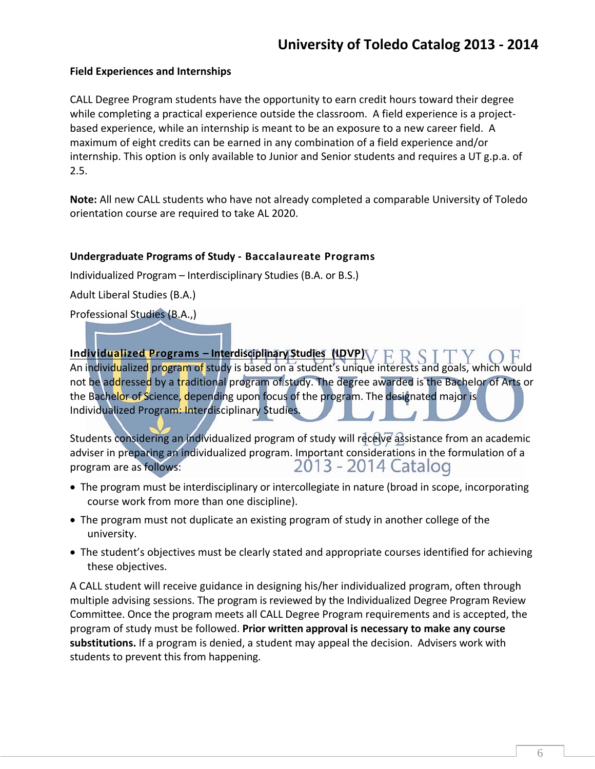**Field Experiences and Internships**

CALL Degree Program students have the opportunity to earn credit hours toward their degree while completing a practical experience outside the classroom. A field experience is a project-based experience, while an internship is meant to be an exposure to a new career field. A maximum of eight credits can be earned in any combination of a field experience and/or internship. This option is only available to Junior and Senior students and requires a UT g.p.a. of 2.5.

**Note:** All new CALL students who have not already completed a comparable University of Toledo orientation course are required to take AL 2020.

**Undergraduate Programs of Study - Baccalaureate Programs**

Individualized Program – Interdisciplinary Studies (B.A. or B.S.)

Adult Liberal Studies (B.A.)

Professional Studies (B.A.,)

**Individualized Programs – Interdisciplinary Studies (IDVP)**

An individualized program of study is based on a student's unique interests and goals, which would not be addressed by a traditional program of study. The degree awarded is the Bachelor of Arts or the Bachelor of Science, depending upon focus of the program. The designated major is Individualized Program: Interdisciplinary Studies.

Students considering an individualized program of study will receive assistance from an academic adviser in preparing an individualized program. Important considerations in the formulation of a program are as follows:

- The program must be interdisciplinary or intercollegiate in nature (broad in scope, incorporating course work from more than one discipline).
- The program must not duplicate an existing program of study in another college of the university.
- The student's objectives must be clearly stated and appropriate courses identified for achieving these objectives.

A CALL student will receive guidance in designing his/her individualized program, often through multiple advising sessions. The program is reviewed by the Individualized Degree Program Review Committee. Once the program meets all CALL Degree Program requirements and is accepted, the program of study must be followed. **Prior written approval is necessary to make any course substitutions.** If a program is denied, a student may appeal the decision. Advisers work with students to prevent this from happening.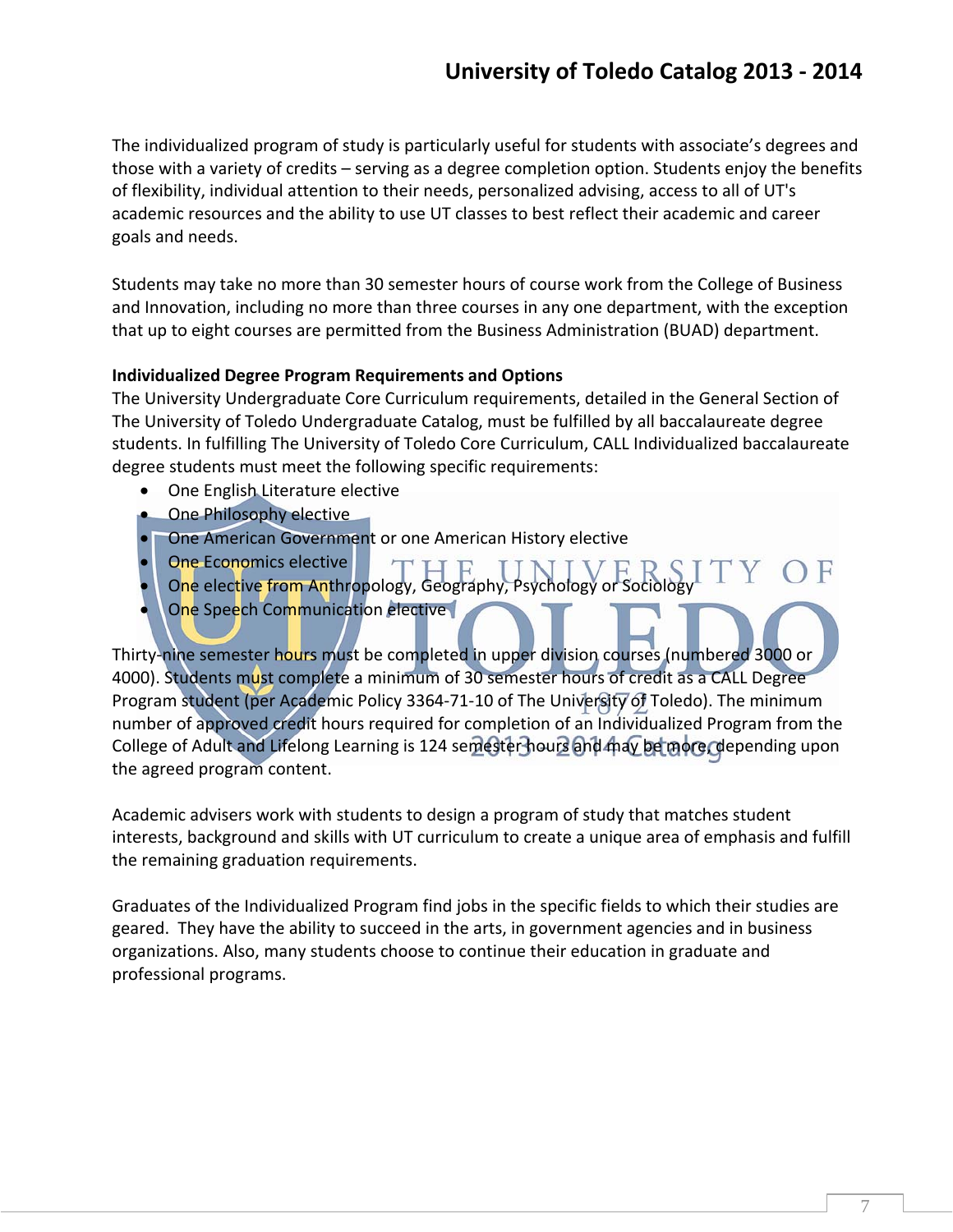The individualized program of study is particularly useful for students with associate's degrees and those with a variety of credits – serving as a degree completion option. Students enjoy the benefits of flexibility, individual attention to their needs, personalized advising, access to all of UT's academic resources and the ability to use UT classes to best reflect their academic and career goals and needs.

Students may take no more than 30 semester hours of course work from the College of Business and Innovation, including no more than three courses in any one department, with the exception that up to eight courses are permitted from the Business Administration (BUAD) department.

**Individualized Degree Program Requirements and Options**

The University Undergraduate Core Curriculum requirements, detailed in the General Section of The University of Toledo Undergraduate Catalog, must be fulfilled by all baccalaureate degree students. In fulfilling The University of Toledo Core Curriculum, CALL Individualized baccalaureate degree students must meet the following specific requirements:

- One English Literature elective
- One Philosophy elective
- One American Government or one American History elective
- One Economics elective
- One elective from Anthropology, Geography, Psychology or Sociology
- One Speech Communication elective

Thirty-nine semester hours must be completed in upper division courses (numbered 3000 or 4000). Students must complete a minimum of 30 semester hours of credit as a CALL Degree Program student (per Academic Policy 3364-71-10 of The University of Toledo). The minimum number of approved credit hours required for completion of an Individualized Program from the College of Adult and Lifelong Learning is 124 semester hours and may be more, depending upon the agreed program content.

Academic advisers work with students to design a program of study that matches student interests, background and skills with UT curriculum to create a unique area of emphasis and fulfill the remaining graduation requirements.

Graduates of the Individualized Program find jobs in the specific fields to which their studies are geared. They have the ability to succeed in the arts, in government agencies and in business organizations. Also, many students choose to continue their education in graduate and professional programs.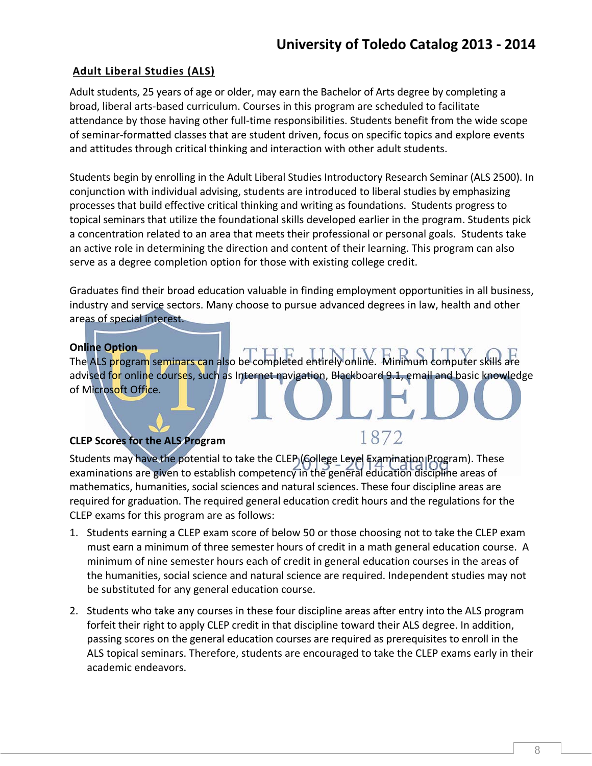## Adult Liberal Studies (ALS)

Adult students, 25 years of age or older, may earn the Bachelor of Arts degree by completing a broad, liberal arts-based curriculum. Courses in this program are scheduled to facilitate attendance by those having other full-time responsibilities. Students benefit from the wide scope of seminar-formatted classes that are student driven, focus on specific topics and explore events and attitudes through critical thinking and interaction with other adult students.

Students begin by enrolling in the Adult Liberal Studies Introductory Research Seminar (ALS 2500). In conjunction with individual advising, students are introduced to liberal studies by emphasizing processes that build effective critical thinking and writing as foundations. Students progress to topical seminars that utilize the foundational skills developed earlier in the program. Students pick a concentration related to an area that meets their professional or personal goals. Students take an active role in determining the direction and content of their learning. This program can also serve as a degree completion option for those with existing college credit.

Graduates find their broad education valuable in finding employment opportunities in all business, industry and service sectors. Many choose to pursue advanced degrees in law, health and other areas of special interest.

**Online Option**

The ALS program seminars can also be completed entirely online. Minimum computer skills are advised for online courses, such as Internet navigation, Blackboard 9.1, email and basic knowledge of Microsoft Office.

**CLEP Scores for the ALS Program**

Students may have the potential to take the CLEP (College Level Examination Program). These examinations are given to establish competency in the general education discipline areas of mathematics, humanities, social sciences and natural sciences. These four discipline areas are required for graduation. The required general education credit hours and the regulations for the CLEP exams for this program are as follows:

1. Students earning a CLEP exam score of below 50 or those choosing not to take the CLEP exam must earn a minimum of three semester hours of credit in a math general education course. A minimum of nine semester hours each of credit in general education courses in the areas of the humanities, social science and natural science are required. Independent studies may not be substituted for any general education course.
2. Students who take any courses in these four discipline areas after entry into the ALS program forfeit their right to apply CLEP credit in that discipline toward their ALS degree. In addition, passing scores on the general education courses are required as prerequisites to enroll in the ALS topical seminars. Therefore, students are encouraged to take the CLEP exams early in their academic endeavors.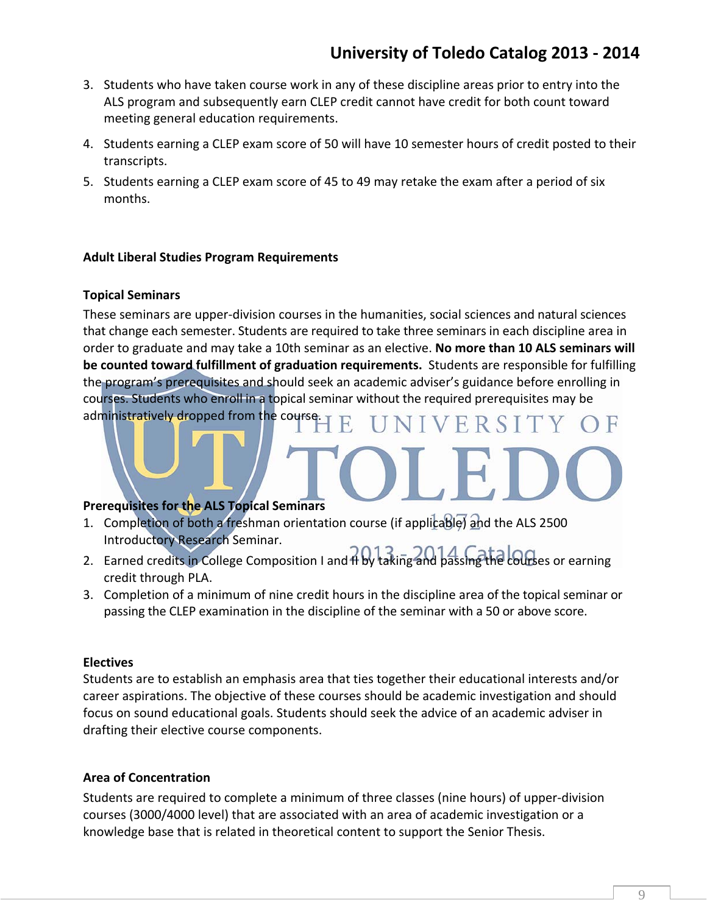3. Students who have taken course work in any of these discipline areas prior to entry into the ALS program and subsequently earn CLEP credit cannot have credit for both count toward meeting general education requirements.
4. Students earning a CLEP exam score of 50 will have 10 semester hours of credit posted to their transcripts.
5. Students earning a CLEP exam score of 45 to 49 may retake the exam after a period of six months.

## Adult Liberal Studies Program Requirements

### Topical Seminars

These seminars are upper-division courses in the humanities, social sciences and natural sciences that change each semester. Students are required to take three seminars in each discipline area in order to graduate and may take a 10th seminar as an elective. **No more than 10 ALS seminars will be counted toward fulfillment of graduation requirements.** Students are responsible for fulfilling the program's prerequisites and should seek an academic adviser's guidance before enrolling in courses. Students who enroll in a topical seminar without the required prerequisites may be administratively dropped from the course.

### Prerequisites for the ALS Topical Seminars

1. Completion of both a freshman orientation course (if applicable) and the ALS 2500 Introductory Research Seminar.
2. Earned credits in College Composition I and II by taking and passing the courses or earning credit through PLA.
3. Completion of a minimum of nine credit hours in the discipline area of the topical seminar or passing the CLEP examination in the discipline of the seminar with a 50 or above score.

### Electives

Students are to establish an emphasis area that ties together their educational interests and/or career aspirations. The objective of these courses should be academic investigation and should focus on sound educational goals. Students should seek the advice of an academic adviser in drafting their elective course components.

### Area of Concentration

Students are required to complete a minimum of three classes (nine hours) of upper-division courses (3000/4000 level) that are associated with an area of academic investigation or a knowledge base that is related in theoretical content to support the Senior Thesis.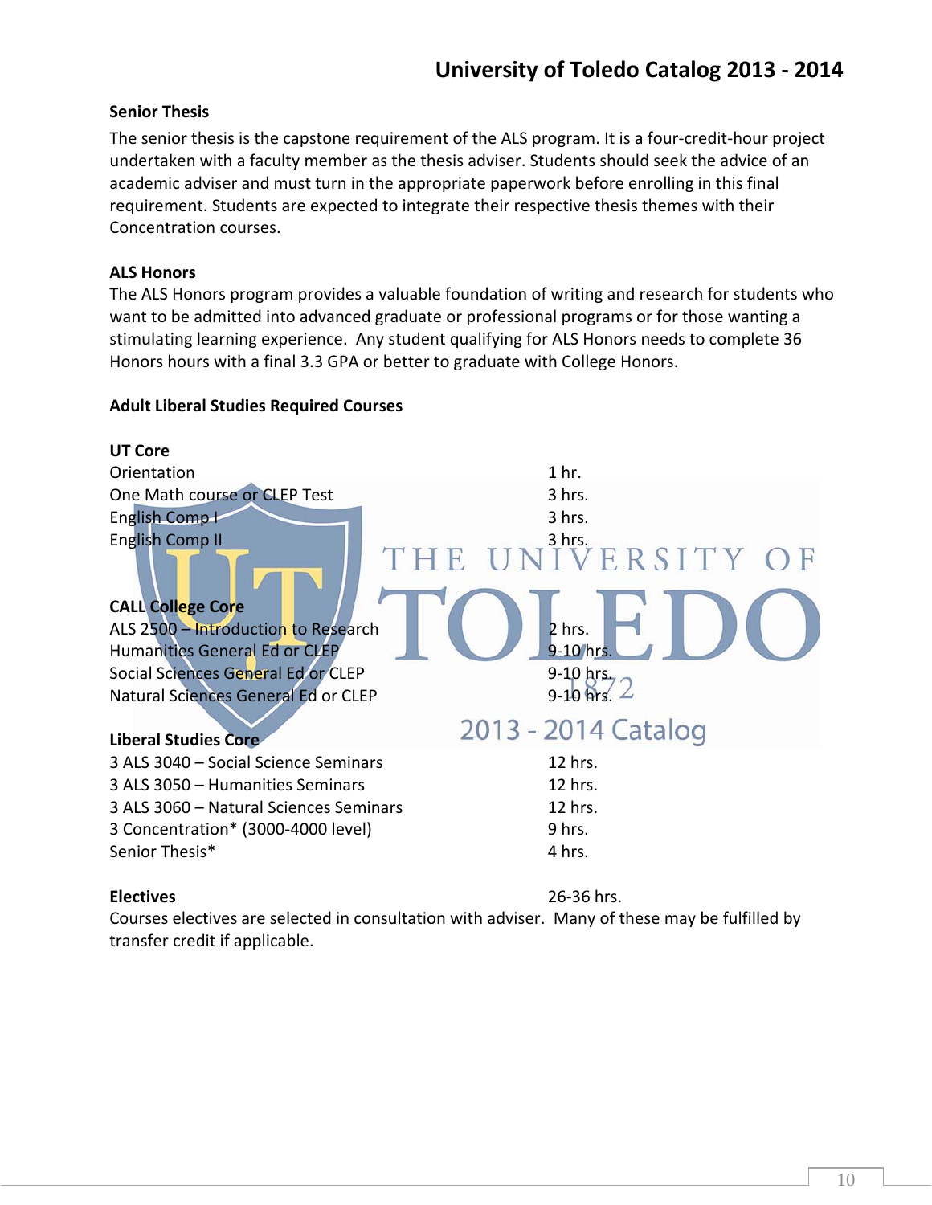## Senior Thesis

The senior thesis is the capstone requirement of the ALS program. It is a four-credit-hour project undertaken with a faculty member as the thesis adviser. Students should seek the advice of an academic adviser and must turn in the appropriate paperwork before enrolling in this final requirement. Students are expected to integrate their respective thesis themes with their Concentration courses.

## ALS Honors

The ALS Honors program provides a valuable foundation of writing and research for students who want to be admitted into advanced graduate or professional programs or for those wanting a stimulating learning experience. Any student qualifying for ALS Honors needs to complete 36 Honors hours with a final 3.3 GPA or better to graduate with College Honors.

## Adult Liberal Studies Required Courses

### UT Core

| | |
|---|---|
| Orientation | 1 hr. |
| One Math course or CLEP Test | 3 hrs. |
| English Comp I | 3 hrs. |
| English Comp II | 3 hrs. |

### CALL College Core

| | |
|---|---|
| ALS 2500 – Introduction to Research | 2 hrs. |
| Humanities General Ed or CLEP | 9-10 hrs. |
| Social Sciences General Ed or CLEP | 9-10 hrs. |
| Natural Sciences General Ed or CLEP | 9-10 hrs. |

### Liberal Studies Core

| | |
|---|---|
| 3 ALS 3040 – Social Science Seminars | 12 hrs. |
| 3 ALS 3050 – Humanities Seminars | 12 hrs. |
| 3 ALS 3060 – Natural Sciences Seminars | 12 hrs. |
| 3 Concentration* (3000-4000 level) | 9 hrs. |
| Senior Thesis* | 4 hrs. |

### Electives 26-36 hrs.

Courses electives are selected in consultation with adviser. Many of these may be fulfilled by transfer credit if applicable.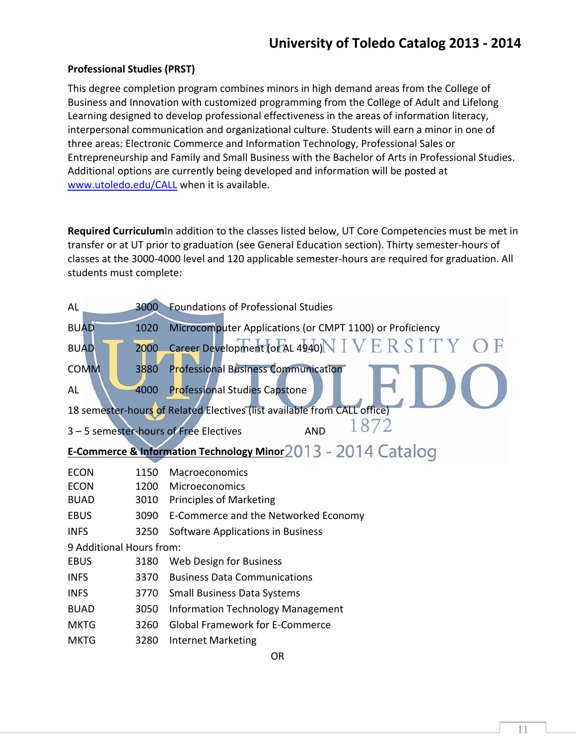## Professional Studies (PRST)

This degree completion program combines minors in high demand areas from the College of Business and Innovation with customized programming from the College of Adult and Lifelong Learning designed to develop professional effectiveness in the areas of information literacy, interpersonal communication and organizational culture. Students will earn a minor in one of three areas: Electronic Commerce and Information Technology, Professional Sales or Entrepreneurship and Family and Small Business with the Bachelor of Arts in Professional Studies. Additional options are currently being developed and information will be posted at www.utoledo.edu/CALL when it is available.

**Required Curriculum**In addition to the classes listed below, UT Core Competencies must be met in transfer or at UT prior to graduation (see General Education section). Thirty semester-hours of classes at the 3000-4000 level and 120 applicable semester-hours are required for graduation. All students must complete:

| | | |
|---|---|---|
| AL | 3000 | Foundations of Professional Studies |
| BUAD | 1020 | Microcomputer Applications (or CMPT 1100) or Proficiency |
| BUAD | 2000 | Career Development (or AL 4940) |
| COMM | 3880 | Professional Business Communication |
| AL | 4000 | Professional Studies Capstone |

18 semester-hours of Related Electives (list available from CALL office)

3 – 5 semester-hours of Free Electives AND

**E-Commerce & Information Technology Minor**

| | | |
|---|---|---|
| ECON | 1150 | Macroeconomics |
| ECON | 1200 | Microeconomics |
| BUAD | 3010 | Principles of Marketing |
| EBUS | 3090 | E-Commerce and the Networked Economy |
| INFS | 3250 | Software Applications in Business |

9 Additional Hours from:

| | | |
|---|---|---|
| EBUS | 3180 | Web Design for Business |
| INFS | 3370 | Business Data Communications |
| INFS | 3770 | Small Business Data Systems |
| BUAD | 3050 | Information Technology Management |
| MKTG | 3260 | Global Framework for E-Commerce |
| MKTG | 3280 | Internet Marketing |

OR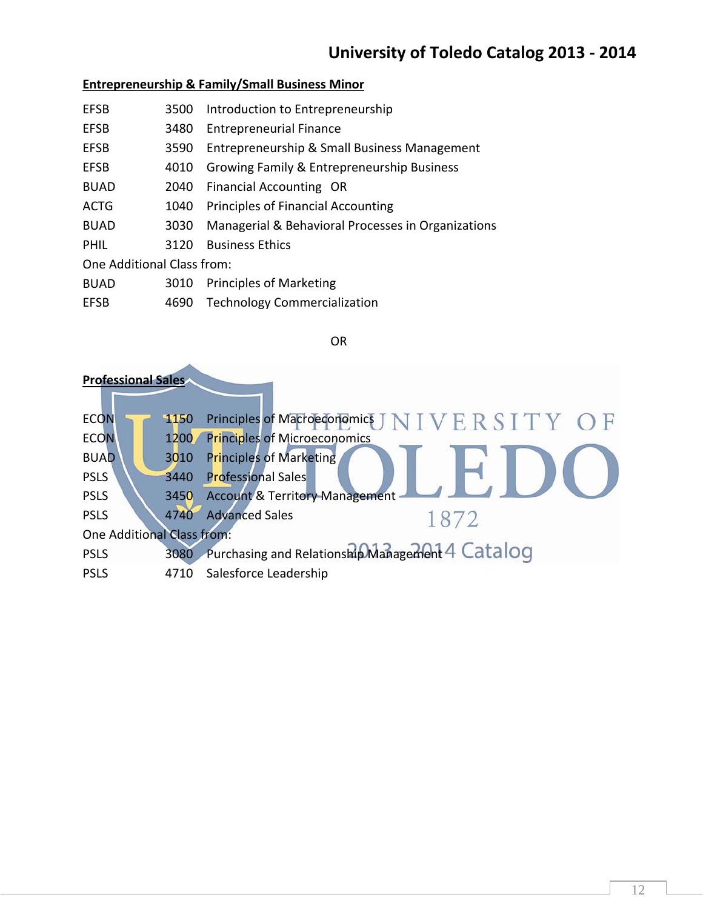## Entrepreneurship & Family/Small Business Minor

| | | |
|---|---|---|
| EFSB | 3500 | Introduction to Entrepreneurship |
| EFSB | 3480 | Entrepreneurial Finance |
| EFSB | 3590 | Entrepreneurship & Small Business Management |
| EFSB | 4010 | Growing Family & Entrepreneurship Business |
| BUAD | 2040 | Financial Accounting OR |
| ACTG | 1040 | Principles of Financial Accounting |
| BUAD | 3030 | Managerial & Behavioral Processes in Organizations |
| PHIL | 3120 | Business Ethics |
| One Additional Class from: | | |
| BUAD | 3010 | Principles of Marketing |
| EFSB | 4690 | Technology Commercialization |

OR

## Professional Sales

| | | |
|---|---|---|
| ECON | 1150 | Principles of Macroeconomics |
| ECON | 1200 | Principles of Microeconomics |
| BUAD | 3010 | Principles of Marketing |
| PSLS | 3440 | Professional Sales |
| PSLS | 3450 | Account & Territory Management |
| PSLS | 4740 | Advanced Sales |
| One Additional Class from: | | |
| PSLS | 3080 | Purchasing and Relationship Management |
| PSLS | 4710 | Salesforce Leadership |